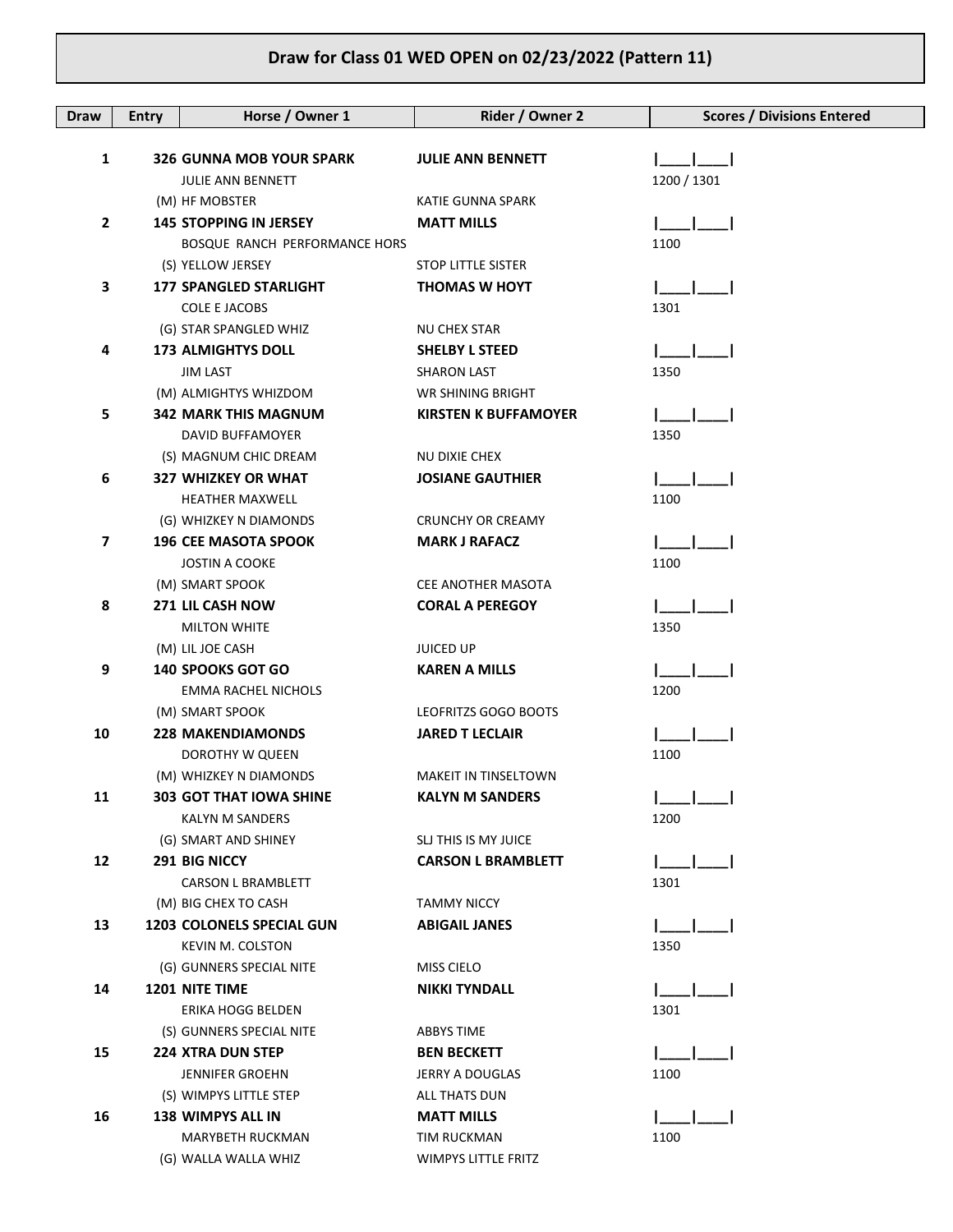# Draw for Class 01 WED OPEN on 02/23/2022 (Pattern 11)

| Draw | Entry | Horse / Owner 1 | Rider / Owner 2 | Scores / Divisions Entered |
|---|---|---|---|---|
| **1** | **326** | **GUNNA MOB YOUR SPARK** | **JULIE ANN BENNETT** | I\_\_\_\_I\_\_\_\_I |
| | | JULIE ANN BENNETT | | 1200 / 1301 |
| | | (M) HF MOBSTER | KATIE GUNNA SPARK | |
| **2** | **145** | **STOPPING IN JERSEY** | **MATT MILLS** | I\_\_\_\_I\_\_\_\_I |
| | | BOSQUE RANCH PERFORMANCE HORS | | 1100 |
| | | (S) YELLOW JERSEY | STOP LITTLE SISTER | |
| **3** | **177** | **SPANGLED STARLIGHT** | **THOMAS W HOYT** | I\_\_\_\_I\_\_\_\_I |
| | | COLE E JACOBS | | 1301 |
| | | (G) STAR SPANGLED WHIZ | NU CHEX STAR | |
| **4** | **173** | **ALMIGHTYS DOLL** | **SHELBY L STEED** | I\_\_\_\_I\_\_\_\_I |
| | | JIM LAST | SHARON LAST | 1350 |
| | | (M) ALMIGHTYS WHIZDOM | WR SHINING BRIGHT | |
| **5** | **342** | **MARK THIS MAGNUM** | **KIRSTEN K BUFFAMOYER** | I\_\_\_\_I\_\_\_\_I |
| | | DAVID BUFFAMOYER | | 1350 |
| | | (S) MAGNUM CHIC DREAM | NU DIXIE CHEX | |
| **6** | **327** | **WHIZKEY OR WHAT** | **JOSIANE GAUTHIER** | I\_\_\_\_I\_\_\_\_I |
| | | HEATHER MAXWELL | | 1100 |
| | | (G) WHIZKEY N DIAMONDS | CRUNCHY OR CREAMY | |
| **7** | **196** | **CEE MASOTA SPOOK** | **MARK J RAFACZ** | I\_\_\_\_I\_\_\_\_I |
| | | JOSTIN A COOKE | | 1100 |
| | | (M) SMART SPOOK | CEE ANOTHER MASOTA | |
| **8** | **271** | **LIL CASH NOW** | **CORAL A PEREGOY** | I\_\_\_\_I\_\_\_\_I |
| | | MILTON WHITE | | 1350 |
| | | (M) LIL JOE CASH | JUICED UP | |
| **9** | **140** | **SPOOKS GOT GO** | **KAREN A MILLS** | I\_\_\_\_I\_\_\_\_I |
| | | EMMA RACHEL NICHOLS | | 1200 |
| | | (M) SMART SPOOK | LEOFRITZS GOGO BOOTS | |
| **10** | **228** | **MAKENDIAMONDS** | **JARED T LECLAIR** | I\_\_\_\_I\_\_\_\_I |
| | | DOROTHY W QUEEN | | 1100 |
| | | (M) WHIZKEY N DIAMONDS | MAKEIT IN TINSELTOWN | |
| **11** | **303** | **GOT THAT IOWA SHINE** | **KALYN M SANDERS** | I\_\_\_\_I\_\_\_\_I |
| | | KALYN M SANDERS | | 1200 |
| | | (G) SMART AND SHINEY | SLJ THIS IS MY JUICE | |
| **12** | **291** | **BIG NICCY** | **CARSON L BRAMBLETT** | I\_\_\_\_I\_\_\_\_I |
| | | CARSON L BRAMBLETT | | 1301 |
| | | (M) BIG CHEX TO CASH | TAMMY NICCY | |
| **13** | **1203** | **COLONELS SPECIAL GUN** | **ABIGAIL JANES** | I\_\_\_\_I\_\_\_\_I |
| | | KEVIN M. COLSTON | | 1350 |
| | | (G) GUNNERS SPECIAL NITE | MISS CIELO | |
| **14** | **1201** | **NITE TIME** | **NIKKI TYNDALL** | I\_\_\_\_I\_\_\_\_I |
| | | ERIKA HOGG BELDEN | | 1301 |
| | | (S) GUNNERS SPECIAL NITE | ABBYS TIME | |
| **15** | **224** | **XTRA DUN STEP** | **BEN BECKETT** | I\_\_\_\_I\_\_\_\_I |
| | | JENNIFER GROEHN | JERRY A DOUGLAS | 1100 |
| | | (S) WIMPYS LITTLE STEP | ALL THATS DUN | |
| **16** | **138** | **WIMPYS ALL IN** | **MATT MILLS** | I\_\_\_\_I\_\_\_\_I |
| | | MARYBETH RUCKMAN | TIM RUCKMAN | 1100 |
| | | (G) WALLA WALLA WHIZ | WIMPYS LITTLE FRITZ | |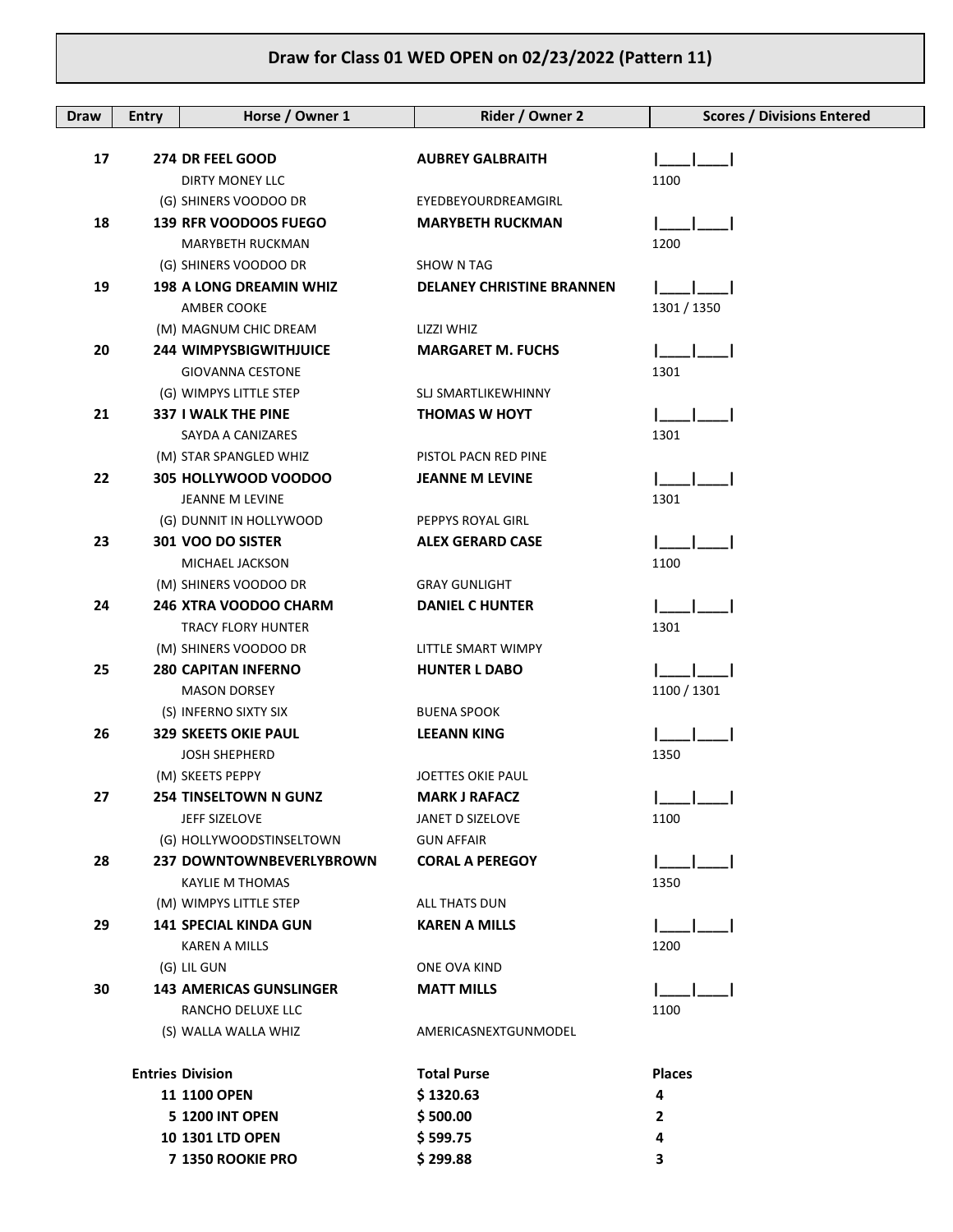## Draw for Class 01 WED OPEN on 02/23/2022 (Pattern 11)

| Draw | Entry | Horse / Owner 1 | Rider / Owner 2 | Scores / Divisions Entered |
|---|---|---|---|---|
| 17 | 274 | **DR FEEL GOOD** | **AUBREY GALBRAITH** | \|____\|____\| |
| | | DIRTY MONEY LLC | | 1100 |
| | | (G) SHINERS VOODOO DR | EYEDBEYOURDREAMGIRL | |
| 18 | 139 | **RFR VOODOOS FUEGO** | **MARYBETH RUCKMAN** | \|____\|____\| |
| | | MARYBETH RUCKMAN | | 1200 |
| | | (G) SHINERS VOODOO DR | SHOW N TAG | |
| 19 | 198 | **A LONG DREAMIN WHIZ** | **DELANEY CHRISTINE BRANNEN** | \|____\|____\| |
| | | AMBER COOKE | | 1301 / 1350 |
| | | (M) MAGNUM CHIC DREAM | LIZZI WHIZ | |
| 20 | 244 | **WIMPYSBIGWITHJUICE** | **MARGARET M. FUCHS** | \|____\|____\| |
| | | GIOVANNA CESTONE | | 1301 |
| | | (G) WIMPYS LITTLE STEP | SLJ SMARTLIKEWHINNY | |
| 21 | 337 | **I WALK THE PINE** | **THOMAS W HOYT** | \|____\|____\| |
| | | SAYDA A CANIZARES | | 1301 |
| | | (M) STAR SPANGLED WHIZ | PISTOL PACN RED PINE | |
| 22 | 305 | **HOLLYWOOD VOODOO** | **JEANNE M LEVINE** | \|____\|____\| |
| | | JEANNE M LEVINE | | 1301 |
| | | (G) DUNNIT IN HOLLYWOOD | PEPPYS ROYAL GIRL | |
| 23 | 301 | **VOO DO SISTER** | **ALEX GERARD CASE** | \|____\|____\| |
| | | MICHAEL JACKSON | | 1100 |
| | | (M) SHINERS VOODOO DR | GRAY GUNLIGHT | |
| 24 | 246 | **XTRA VOODOO CHARM** | **DANIEL C HUNTER** | \|____\|____\| |
| | | TRACY FLORY HUNTER | | 1301 |
| | | (M) SHINERS VOODOO DR | LITTLE SMART WIMPY | |
| 25 | 280 | **CAPITAN INFERNO** | **HUNTER L DABO** | \|____\|____\| |
| | | MASON DORSEY | | 1100 / 1301 |
| | | (S) INFERNO SIXTY SIX | BUENA SPOOK | |
| 26 | 329 | **SKEETS OKIE PAUL** | **LEEANN KING** | \|____\|____\| |
| | | JOSH SHEPHERD | | 1350 |
| | | (M) SKEETS PEPPY | JOETTES OKIE PAUL | |
| 27 | 254 | **TINSELTOWN N GUNZ** | **MARK J RAFACZ** | \|____\|____\| |
| | | JEFF SIZELOVE | JANET D SIZELOVE | 1100 |
| | | (G) HOLLYWOODSTINSELTOWN | GUN AFFAIR | |
| 28 | 237 | **DOWNTOWNBEVERLYBROWN** | **CORAL A PEREGOY** | \|____\|____\| |
| | | KAYLIE M THOMAS | | 1350 |
| | | (M) WIMPYS LITTLE STEP | ALL THATS DUN | |
| 29 | 141 | **SPECIAL KINDA GUN** | **KAREN A MILLS** | \|____\|____\| |
| | | KAREN A MILLS | | 1200 |
| | | (G) LIL GUN | ONE OVA KIND | |
| 30 | 143 | **AMERICAS GUNSLINGER** | **MATT MILLS** | \|____\|____\| |
| | | RANCHO DELUXE LLC | | 1100 |
| | | (S) WALLA WALLA WHIZ | AMERICASNEXTGUNMODEL | |

| Entries | Division | Total Purse | Places |
|---|---|---|---|
| 11 | 1100 OPEN | $ 1320.63 | 4 |
| 5 | 1200 INT OPEN | $ 500.00 | 2 |
| 10 | 1301 LTD OPEN | $ 599.75 | 4 |
| 7 | 1350 ROOKIE PRO | $ 299.88 | 3 |